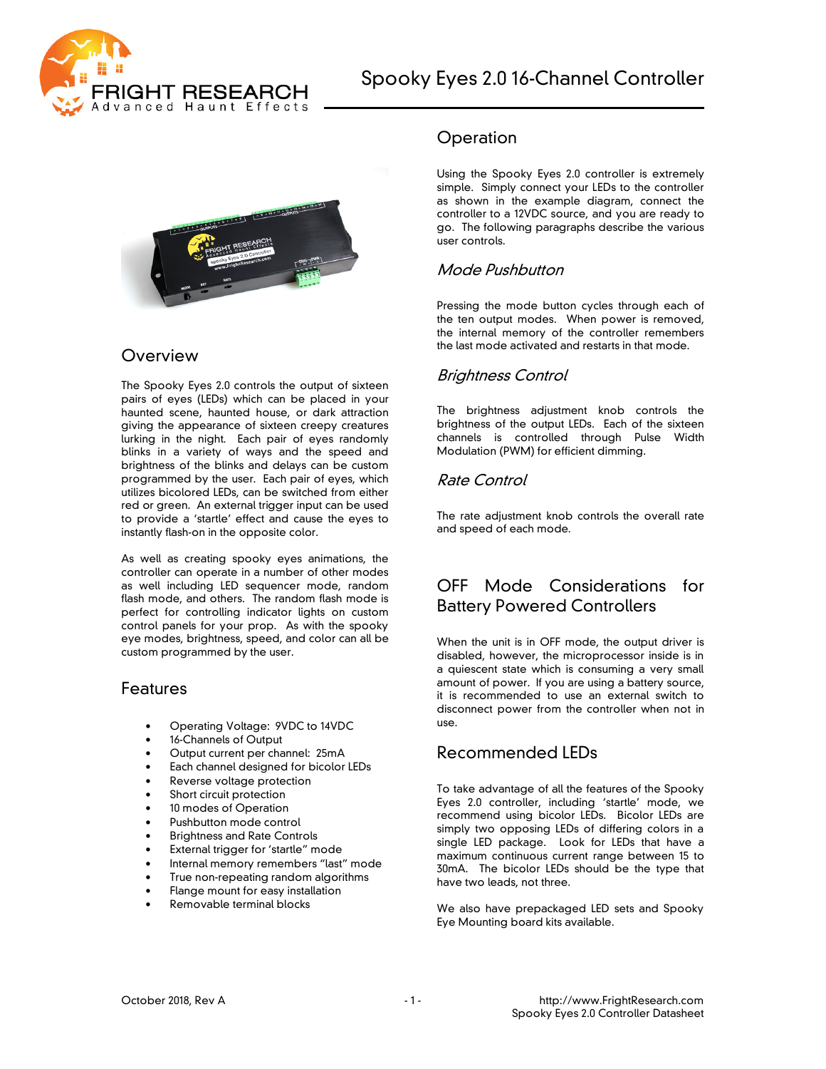# Spooky Eyes 2.0 16-Channel Controller

## Overview

The Spooky Eyes 2.0 controls the output of sixteen pairs of eyes (LEDs) which can be placed in your haunted scene, haunted house, or dark attraction giving the appearance of sixteen creepy creatures lurking in the night. Each pair of eyes randomly blinks in a variety of ways and the speed and brightness of the blinks and delays can be custom programmed by the user. Each pair of eyes, which utilizes bicolored LEDs, can be switched from either red or green. An external trigger input can be used to provide a 'startle' effect and cause the eyes to instantly flash-on in the opposite color.

As well as creating spooky eyes animations, the controller can operate in a number of other modes as well including LED sequencer mode, random flash mode, and others. The random flash mode is perfect for controlling indicator lights on custom control panels for your prop. As with the spooky eye modes, brightness, speed, and color can all be custom programmed by the user.

## Features

- Operating Voltage: 9VDC to 14VDC
- 16-Channels of Output
- Output current per channel: 25mA
- Each channel designed for bicolor LEDs
- Reverse voltage protection
- Short circuit protection
- 10 modes of Operation
- Pushbutton mode control
- Brightness and Rate Controls
- External trigger for 'startle" mode
- Internal memory remembers "last" mode
- True non-repeating random algorithms
- Flange mount for easy installation
- Removable terminal blocks

## Operation

Using the Spooky Eyes 2.0 controller is extremely simple. Simply connect your LEDs to the controller as shown in the example diagram, connect the controller to a 12VDC source, and you are ready to go. The following paragraphs describe the various user controls.

### *Mode Pushbutton*

Pressing the mode button cycles through each of the ten output modes. When power is removed, the internal memory of the controller remembers the last mode activated and restarts in that mode.

### *Brightness Control*

The brightness adjustment knob controls the brightness of the output LEDs. Each of the sixteen channels is controlled through Pulse Width Modulation (PWM) for efficient dimming.

### *Rate Control*

The rate adjustment knob controls the overall rate and speed of each mode.

## OFF Mode Considerations for Battery Powered Controllers

When the unit is in OFF mode, the output driver is disabled, however, the microprocessor inside is in a quiescent state which is consuming a very small amount of power. If you are using a battery source, it is recommended to use an external switch to disconnect power from the controller when not in use.

## Recommended LEDs

To take advantage of all the features of the Spooky Eyes 2.0 controller, including 'startle' mode, we recommend using bicolor LEDs. Bicolor LEDs are simply two opposing LEDs of differing colors in a single LED package. Look for LEDs that have a maximum continuous current range between 15 to 30mA. The bicolor LEDs should be the type that have two leads, not three.

We also have prepackaged LED sets and Spooky Eye Mounting board kits available.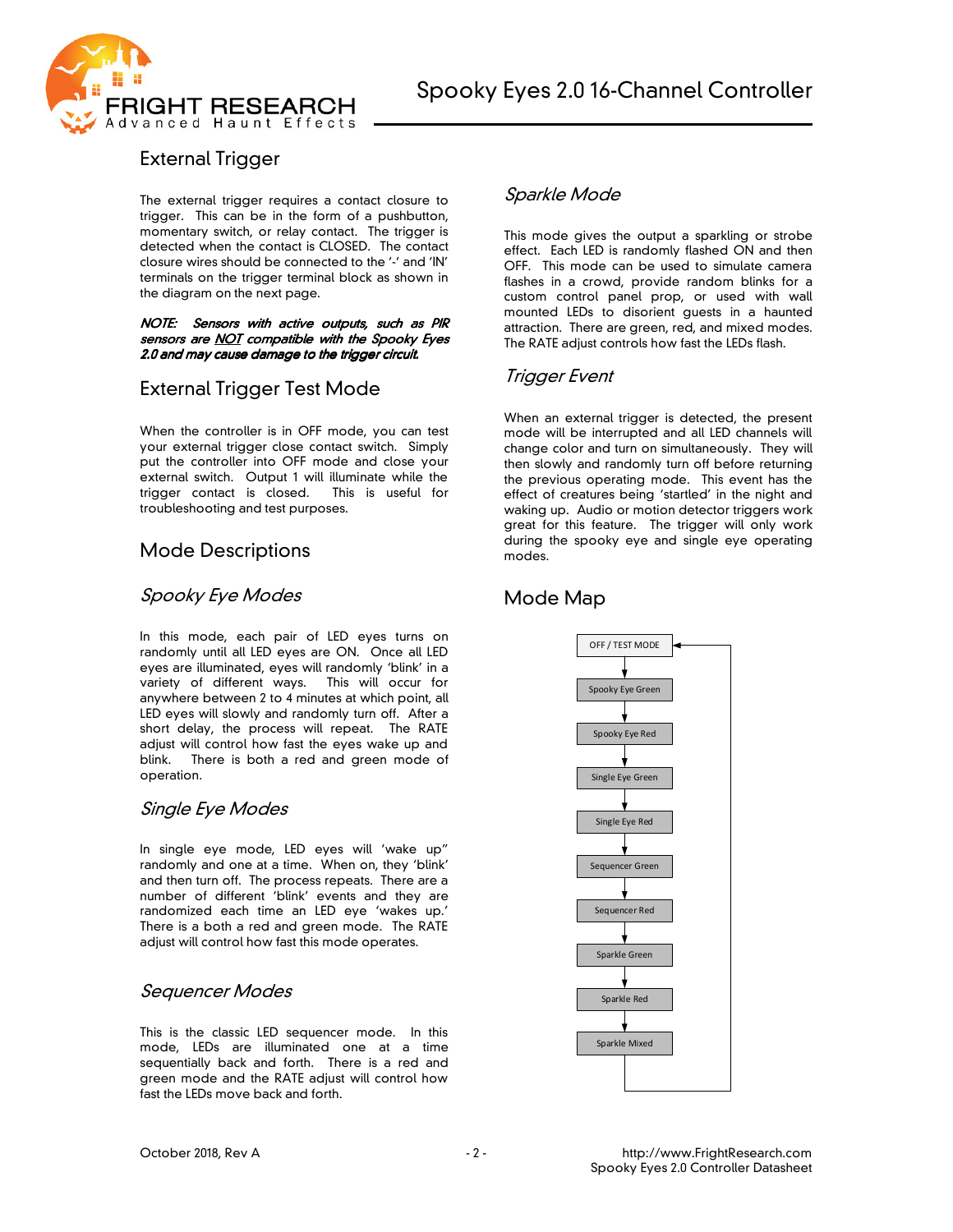## External Trigger

The external trigger requires a contact closure to trigger. This can be in the form of a pushbutton, momentary switch, or relay contact. The trigger is detected when the contact is CLOSED. The contact closure wires should be connected to the '-' and 'IN' terminals on the trigger terminal block as shown in the diagram on the next page.

***NOTE: Sensors with active outputs, such as PIR sensors are NOT compatible with the Spooky Eyes 2.0 and may cause damage to the trigger circuit.***

## External Trigger Test Mode

When the controller is in OFF mode, you can test your external trigger close contact switch. Simply put the controller into OFF mode and close your external switch. Output 1 will illuminate while the trigger contact is closed. This is useful for troubleshooting and test purposes.

## Mode Descriptions

### *Spooky Eye Modes*

In this mode, each pair of LED eyes turns on randomly until all LED eyes are ON. Once all LED eyes are illuminated, eyes will randomly 'blink' in a variety of different ways. This will occur for anywhere between 2 to 4 minutes at which point, all LED eyes will slowly and randomly turn off. After a short delay, the process will repeat. The RATE adjust will control how fast the eyes wake up and blink. There is both a red and green mode of operation.

### *Single Eye Modes*

In single eye mode, LED eyes will 'wake up" randomly and one at a time. When on, they 'blink' and then turn off. The process repeats. There are a number of different 'blink' events and they are randomized each time an LED eye 'wakes up.' There is a both a red and green mode. The RATE adjust will control how fast this mode operates.

### *Sequencer Modes*

This is the classic LED sequencer mode. In this mode, LEDs are illuminated one at a time sequentially back and forth. There is a red and green mode and the RATE adjust will control how fast the LEDs move back and forth.

### *Sparkle Mode*

This mode gives the output a sparkling or strobe effect. Each LED is randomly flashed ON and then OFF. This mode can be used to simulate camera flashes in a crowd, provide random blinks for a custom control panel prop, or used with wall mounted LEDs to disorient guests in a haunted attraction. There are green, red, and mixed modes. The RATE adjust controls how fast the LEDs flash.

### *Trigger Event*

When an external trigger is detected, the present mode will be interrupted and all LED channels will change color and turn on simultaneously. They will then slowly and randomly turn off before returning the previous operating mode. This event has the effect of creatures being 'startled' in the night and waking up. Audio or motion detector triggers work great for this feature. The trigger will only work during the spooky eye and single eye operating modes.

## Mode Map

OFF / TEST MODE → Spooky Eye Green → Spooky Eye Red → Single Eye Green → Single Eye Red → Sequencer Green → Sequencer Red → Sparkle Green → Sparkle Red → Sparkle Mixed → (back to OFF / TEST MODE)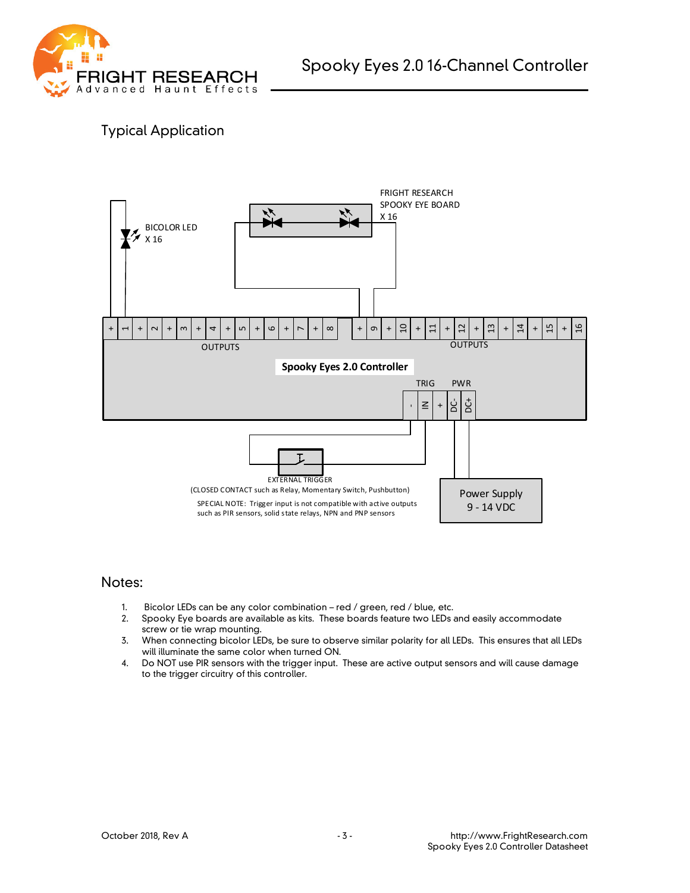## Typical Application

FRIGHT RESEARCH
SPOOKY EYE BOARD
X 16

BICOLOR LED
X 16

+ 1 + 2 + 3 + 4 + 5 + 6 + 7 + 8

OUTPUTS

+ 9 + 10 + 11 + 12 + 13 + 14 + 15 + 16

OUTPUTS

**Spooky Eyes 2.0 Controller**

TRIG PWR

- IN + DC- DC+

EXTERNAL TRIGGER
(CLOSED CONTACT such as Relay, Momentary Switch, Pushbutton)

SPECIAL NOTE: Trigger input is not compatible with active outputs such as PIR sensors, solid state relays, NPN and PNP sensors

Power Supply
9 - 14 VDC

## Notes:

1. Bicolor LEDs can be any color combination – red / green, red / blue, etc.
2. Spooky Eye boards are available as kits. These boards feature two LEDs and easily accommodate screw or tie wrap mounting.
3. When connecting bicolor LEDs, be sure to observe similar polarity for all LEDs. This ensures that all LEDs will illuminate the same color when turned ON.
4. Do NOT use PIR sensors with the trigger input. These are active output sensors and will cause damage to the trigger circuitry of this controller.